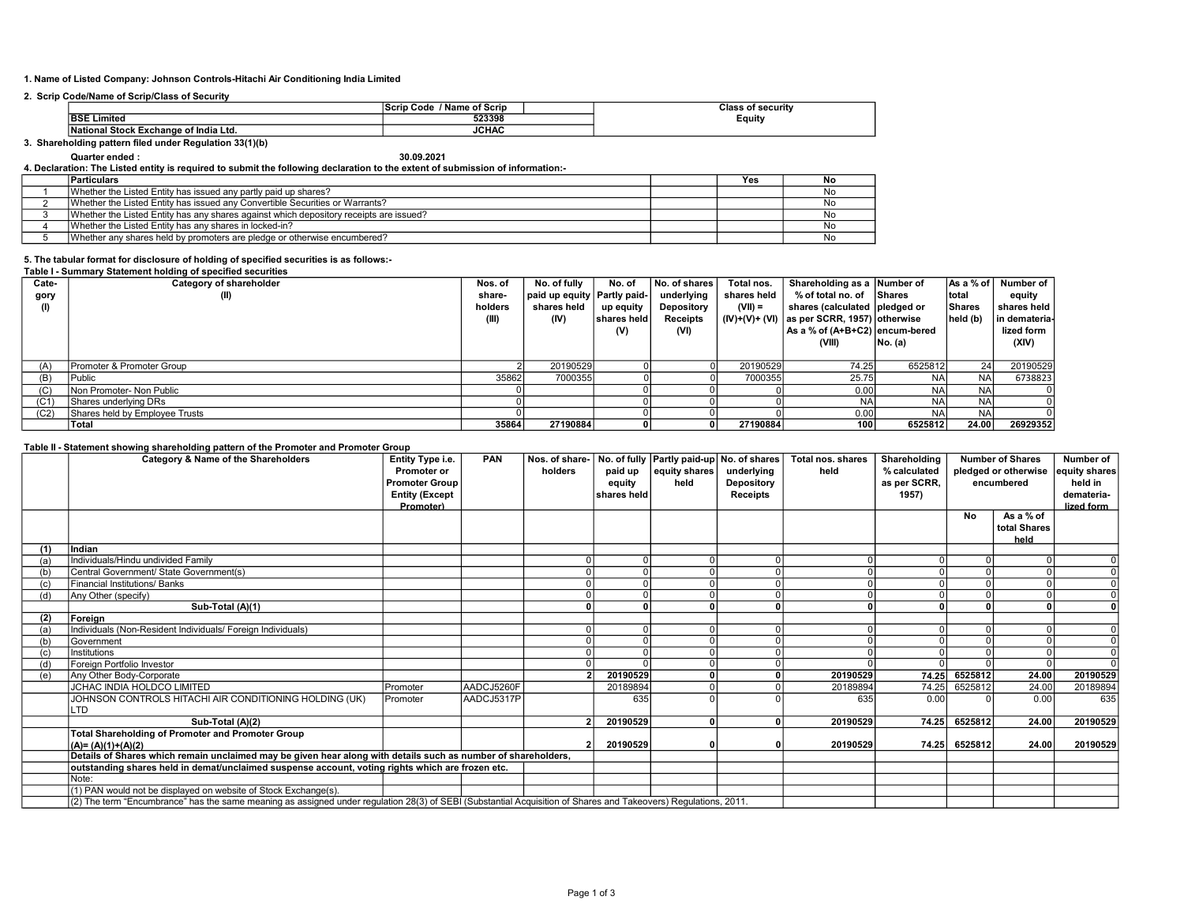1. Name of Listed Company: Johnson Controls-Hitachi Air Conditioning India Limited

2. Scrip Code/Name of Scrip/Class of Security

| | Scrip Code / Name of Scrip | Class of security |
|---|---|---|
| BSE Limited | 523398 | Equity |
| National Stock Exchange of India Ltd. | JCHAC | |

3. Shareholding pattern filed under Regulation 33(1)(b)

Quarter ended : 30.09.2021

4. Declaration: The Listed entity is required to submit the following declaration to the extent of submission of information:-

| | Particulars | | Yes | No |
|---|---|---|---|---|
| 1 | Whether the Listed Entity has issued any partly paid up shares? | | | No |
| 2 | Whether the Listed Entity has issued any Convertible Securities or Warrants? | | | No |
| 3 | Whether the Listed Entity has any shares against which depository receipts are issued? | | | No |
| 4 | Whether the Listed Entity has any shares in locked-in? | | | No |
| 5 | Whether any shares held by promoters are pledge or otherwise encumbered? | | | No |

5. The tabular format for disclosure of holding of specified securities is as follows:-

Table I - Summary Statement holding of specified securities

| Category (I) | Category of shareholder (II) | Nos. of shareholders (III) | No. of fully paid up equity shares held (IV) | No. of Partly paid-up equity shares held (V) | No. of shares underlying Depository Receipts (VI) | Total nos. shares held (VII) = (IV)+(V)+ (VI) | Shareholding as a % of total no. of shares (calculated as per SCRR, 1957) As a % of (A+B+C2) (VIII) | Number of Shares pledged or otherwise encum-bered No. (a) | As a % of total Shares held (b) | Number of equity shares held in dematerialized form (XIV) |
|---|---|---|---|---|---|---|---|---|---|---|
| (A) | Promoter & Promoter Group | 2 | 20190529 | 0 | 0 | 20190529 | 74.25 | 6525812 | 24 | 20190529 |
| (B) | Public | 35862 | 7000355 | 0 | 0 | 7000355 | 25.75 | NA | NA | 6738823 |
| (C) | Non Promoter- Non Public | 0 | | 0 | 0 | 0 | 0.00 | NA | NA | 0 |
| (C1) | Shares underlying DRs | 0 | | 0 | 0 | 0 | NA | NA | NA | 0 |
| (C2) | Shares held by Employee Trusts | 0 | | 0 | 0 | 0 | 0.00 | NA | NA | 0 |
| | **Total** | **35864** | **27190884** | **0** | **0** | **27190884** | **100** | **6525812** | **24.00** | **26929352** |

Table II - Statement showing shareholding pattern of the Promoter and Promoter Group

| | Category & Name of the Shareholders | Entity Type i.e. Promoter or Promoter Group Entity (Except Promoter) | PAN | Nos. of shareholders | No. of fully paid up equity shares held | Partly paid-up equity shares held | No. of shares underlying Depository Receipts | Total nos. shares held | Shareholding % calculated as per SCRR, 1957) | Number of Shares pledged or otherwise encumbered | | Number of equity shares held in dematerialized form |
|---|---|---|---|---|---|---|---|---|---|---|---|---|
| | | | | | | | | | | No | As a % of total Shares held | |
| (1) | **Indian** | | | | | | | | | | | |
| (a) | Individuals/Hindu undivided Family | | | 0 | 0 | 0 | 0 | 0 | 0 | 0 | 0 | 0 |
| (b) | Central Government/ State Government(s) | | | 0 | 0 | 0 | 0 | 0 | 0 | 0 | 0 | 0 |
| (c) | Financial Institutions/ Banks | | | 0 | 0 | 0 | 0 | 0 | 0 | 0 | 0 | 0 |
| (d) | Any Other (specify) | | | 0 | 0 | 0 | 0 | 0 | 0 | 0 | 0 | 0 |
| | **Sub-Total (A)(1)** | | | **0** | **0** | **0** | **0** | **0** | **0** | **0** | **0** | **0** |
| (2) | **Foreign** | | | | | | | | | | | |
| (a) | Individuals (Non-Resident Individuals/ Foreign Individuals) | | | 0 | 0 | 0 | 0 | 0 | 0 | 0 | 0 | 0 |
| (b) | Government | | | 0 | 0 | 0 | 0 | 0 | 0 | 0 | 0 | 0 |
| (c) | Institutions | | | 0 | 0 | 0 | 0 | 0 | 0 | 0 | 0 | 0 |
| (d) | Foreign Portfolio Investor | | | 0 | 0 | 0 | 0 | 0 | 0 | 0 | 0 | 0 |
| (e) | Any Other Body-Corporate | | | **2** | **20190529** | **0** | **0** | **20190529** | **74.25** | **6525812** | **24.00** | **20190529** |
| | JCHAC INDIA HOLDCO LIMITED | Promoter | AADCJ5260F | | 20189894 | 0 | 0 | 20189894 | 74.25 | 6525812 | 24.00 | 20189894 |
| | JOHNSON CONTROLS HITACHI AIR CONDITIONING HOLDING (UK) LTD | Promoter | AADCJ5317P | | 635 | 0 | 0 | 635 | 0.00 | 0 | 0.00 | 635 |
| | **Sub-Total (A)(2)** | | | **2** | **20190529** | **0** | **0** | **20190529** | **74.25** | **6525812** | **24.00** | **20190529** |
| | **Total Shareholding of Promoter and Promoter Group (A)= (A)(1)+(A)(2)** | | | **2** | **20190529** | **0** | **0** | **20190529** | **74.25** | **6525812** | **24.00** | **20190529** |
| | **Details of Shares which remain unclaimed may be given hear along with details such as number of shareholders,** | | | | | | | | | | | |
| | **outstanding shares held in demat/unclaimed suspense account, voting rights which are frozen etc.** | | | | | | | | | | | |
| | Note: | | | | | | | | | | | |
| | (1) PAN would not be displayed on website of Stock Exchange(s). | | | | | | | | | | | |
| | (2) The term "Encumbrance" has the same meaning as assigned under regulation 28(3) of SEBI (Substantial Acquisition of Shares and Takeovers) Regulations, 2011. | | | | | | | | | | | |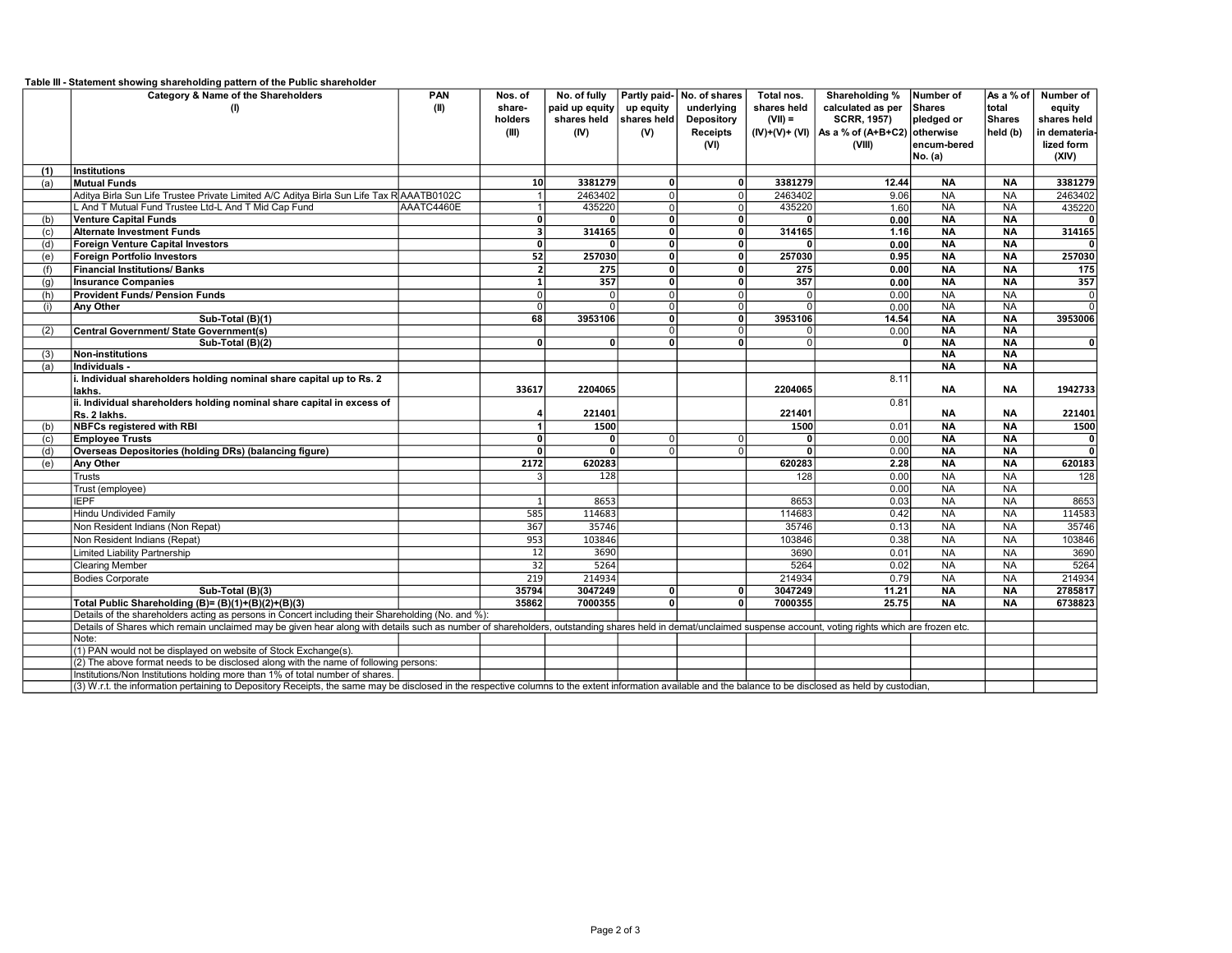**Table III - Statement showing shareholding pattern of the Public shareholder**

| | Category & Name of the Shareholders (I) | PAN (II) | Nos. of share-holders (III) | No. of fully paid up equity shares held (IV) | Partly paid-up equity shares held (V) | No. of shares underlying Depository Receipts (VI) | Total nos. shares held (VII) = (IV)+(V)+ (VI) | Shareholding % calculated as per SCRR, 1957) As a % of (A+B+C2) (VIII) | Number of Shares pledged or otherwise encum-bered No. (a) | As a % of total Shares held (b) | Number of equity shares held in demateria-lized form (XIV) |
|---|---|---|---|---|---|---|---|---|---|---|---|
| **(1)** | **Institutions** | | | | | | | | | | |
| (a) | **Mutual Funds** | | **10** | **3381279** | **0** | **0** | **3381279** | **12.44** | **NA** | **NA** | **3381279** |
| | Aditya Birla Sun Life Trustee Private Limited A/C Aditya Birla Sun Life Tax R | AAATB0102C | 1 | 2463402 | 0 | 0 | 2463402 | 9.06 | NA | NA | 2463402 |
| | L And T Mutual Fund Trustee Ltd-L And T Mid Cap Fund | AAATC4460E | 1 | 435220 | 0 | 0 | 435220 | 1.60 | NA | NA | 435220 |
| (b) | **Venture Capital Funds** | | **0** | **0** | **0** | **0** | **0** | **0.00** | **NA** | **NA** | **0** |
| (c) | **Alternate Investment Funds** | | **3** | **314165** | **0** | **0** | **314165** | **1.16** | **NA** | **NA** | **314165** |
| (d) | **Foreign Venture Capital Investors** | | **0** | **0** | **0** | **0** | **0** | **0.00** | **NA** | **NA** | **0** |
| (e) | **Foreign Portfolio Investors** | | **52** | **257030** | **0** | **0** | **257030** | **0.95** | **NA** | **NA** | **257030** |
| (f) | **Financial Institutions/ Banks** | | **2** | **275** | **0** | **0** | **275** | **0.00** | **NA** | **NA** | **175** |
| (g) | **Insurance Companies** | | **1** | **357** | **0** | **0** | **357** | **0.00** | **NA** | **NA** | **357** |
| (h) | **Provident Funds/ Pension Funds** | | 0 | 0 | 0 | 0 | 0 | 0.00 | NA | NA | 0 |
| (i) | **Any Other** | | 0 | 0 | 0 | 0 | 0 | 0.00 | NA | NA | 0 |
| | **Sub-Total (B)(1)** | | **68** | **3953106** | **0** | **0** | **3953106** | **14.54** | **NA** | **NA** | **3953006** |
| (2) | **Central Government/ State Government(s)** | | | | 0 | 0 | 0 | 0.00 | **NA** | **NA** | |
| | **Sub-Total (B)(2)** | | **0** | **0** | **0** | **0** | 0 | **0** | **NA** | **NA** | **0** |
| (3) | **Non-institutions** | | | | | | | | **NA** | **NA** | |
| (a) | **Individuals -** | | | | | | | | **NA** | **NA** | |
| | **i. Individual shareholders holding nominal share capital up to Rs. 2 lakhs.** | | **33617** | **2204065** | | | **2204065** | 8.11 | **NA** | **NA** | **1942733** |
| | **ii. Individual shareholders holding nominal share capital in excess of Rs. 2 lakhs.** | | **4** | **221401** | | | **221401** | 0.81 | **NA** | **NA** | **221401** |
| (b) | **NBFCs registered with RBI** | | **1** | **1500** | | | **1500** | 0.01 | **NA** | **NA** | **1500** |
| (c) | **Employee Trusts** | | **0** | **0** | 0 | 0 | **0** | 0.00 | **NA** | **NA** | **0** |
| (d) | **Overseas Depositories (holding DRs) (balancing figure)** | | **0** | **0** | 0 | 0 | **0** | 0.00 | **NA** | **NA** | **0** |
| (e) | **Any Other** | | **2172** | **620283** | | | **620283** | **2.28** | **NA** | **NA** | **620183** |
| | Trusts | | 3 | 128 | | | 128 | 0.00 | NA | NA | 128 |
| | Trust (employee) | | | | | | | 0.00 | NA | NA | |
| | IEPF | | 1 | 8653 | | | 8653 | 0.03 | NA | NA | 8653 |
| | Hindu Undivided Family | | 585 | 114683 | | | 114683 | 0.42 | NA | NA | 114583 |
| | Non Resident Indians (Non Repat) | | 367 | 35746 | | | 35746 | 0.13 | NA | NA | 35746 |
| | Non Resident Indians (Repat) | | 953 | 103846 | | | 103846 | 0.38 | NA | NA | 103846 |
| | Limited Liability Partnership | | 12 | 3690 | | | 3690 | 0.01 | NA | NA | 3690 |
| | Clearing Member | | 32 | 5264 | | | 5264 | 0.02 | NA | NA | 5264 |
| | Bodies Corporate | | 219 | 214934 | | | 214934 | 0.79 | NA | NA | 214934 |
| | **Sub-Total (B)(3)** | | **35794** | **3047249** | **0** | **0** | **3047249** | **11.21** | **NA** | **NA** | **2785817** |
| | **Total Public Shareholding (B)= (B)(1)+(B)(2)+(B)(3)** | | **35862** | **7000355** | **0** | **0** | **7000355** | **25.75** | **NA** | **NA** | **6738823** |

Details of the shareholders acting as persons in Concert including their Shareholding (No. and %):

Details of Shares which remain unclaimed may be given hear along with details such as number of shareholders, outstanding shares held in demat/unclaimed suspense account, voting rights which are frozen etc.

Note:

(1) PAN would not be displayed on website of Stock Exchange(s).

(2) The above format needs to be disclosed along with the name of following persons:

Institutions/Non Institutions holding more than 1% of total number of shares.

(3) W.r.t. the information pertaining to Depository Receipts, the same may be disclosed in the respective columns to the extent information available and the balance to be disclosed as held by custodian,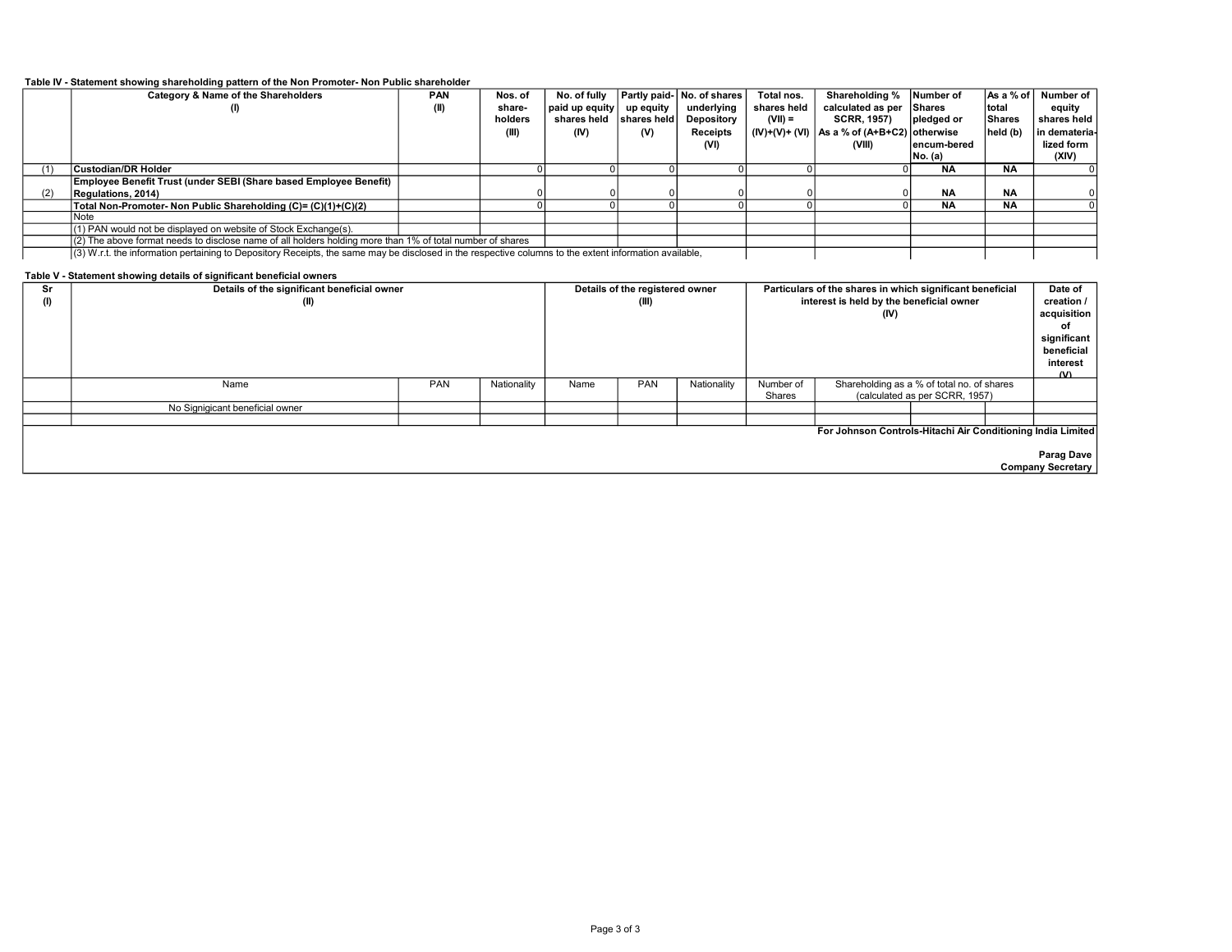Table IV - Statement showing shareholding pattern of the Non Promoter- Non Public shareholder

| | Category & Name of the Shareholders (I) | PAN (II) | Nos. of share-holders (III) | No. of fully paid up equity shares held (IV) | Partly paid-up equity shares held (V) | No. of shares underlying Depository Receipts (VI) | Total nos. shares held (VII) = (IV)+(V)+ (VI) | Shareholding % calculated as per SCRR, 1957) As a % of (A+B+C2) (VIII) | Number of Shares pledged or otherwise encum-bered No. (a) | As a % of total Shares held (b) | Number of equity shares held in demateria-lized form (XIV) |
|---|---|---|---|---|---|---|---|---|---|---|---|
| (1) | **Custodian/DR Holder** | | 0 | 0 | 0 | 0 | 0 | 0 | **NA** | **NA** | 0 |
| (2) | **Employee Benefit Trust (under SEBI (Share based Employee Benefit) Regulations, 2014)** | | 0 | 0 | 0 | 0 | 0 | 0 | **NA** | **NA** | 0 |
| | **Total Non-Promoter- Non Public Shareholding (C)= (C)(1)+(C)(2)** | | 0 | 0 | 0 | 0 | 0 | 0 | **NA** | **NA** | 0 |
| | Note | | | | | | | | | | |
| | (1) PAN would not be displayed on website of Stock Exchange(s). | | | | | | | | | | |
| | (2) The above format needs to disclose name of all holders holding more than 1% of total number of shares | | | | | | | | | | |
| | (3) W.r.t. the information pertaining to Depository Receipts, the same may be disclosed in the respective columns to the extent information available, | | | | | | | | | | |

Table V - Statement showing details of significant beneficial owners

| Sr (I) | Details of the significant beneficial owner (II) | | | Details of the registered owner (III) | | | Particulars of the shares in which significant beneficial interest is held by the beneficial owner (IV) | | | Date of creation / acquisition of significant beneficial interest (V) |
|---|---|---|---|---|---|---|---|---|---|---|
| | Name | PAN | Nationality | Name | PAN | Nationality | Number of Shares | Shareholding as a % of total no. of shares (calculated as per SCRR, 1957) | | |
| | No Signigicant beneficial owner | | | | | | | | | |

**For Johnson Controls-Hitachi Air Conditioning India Limited**

**Parag Dave**
**Company Secretary**